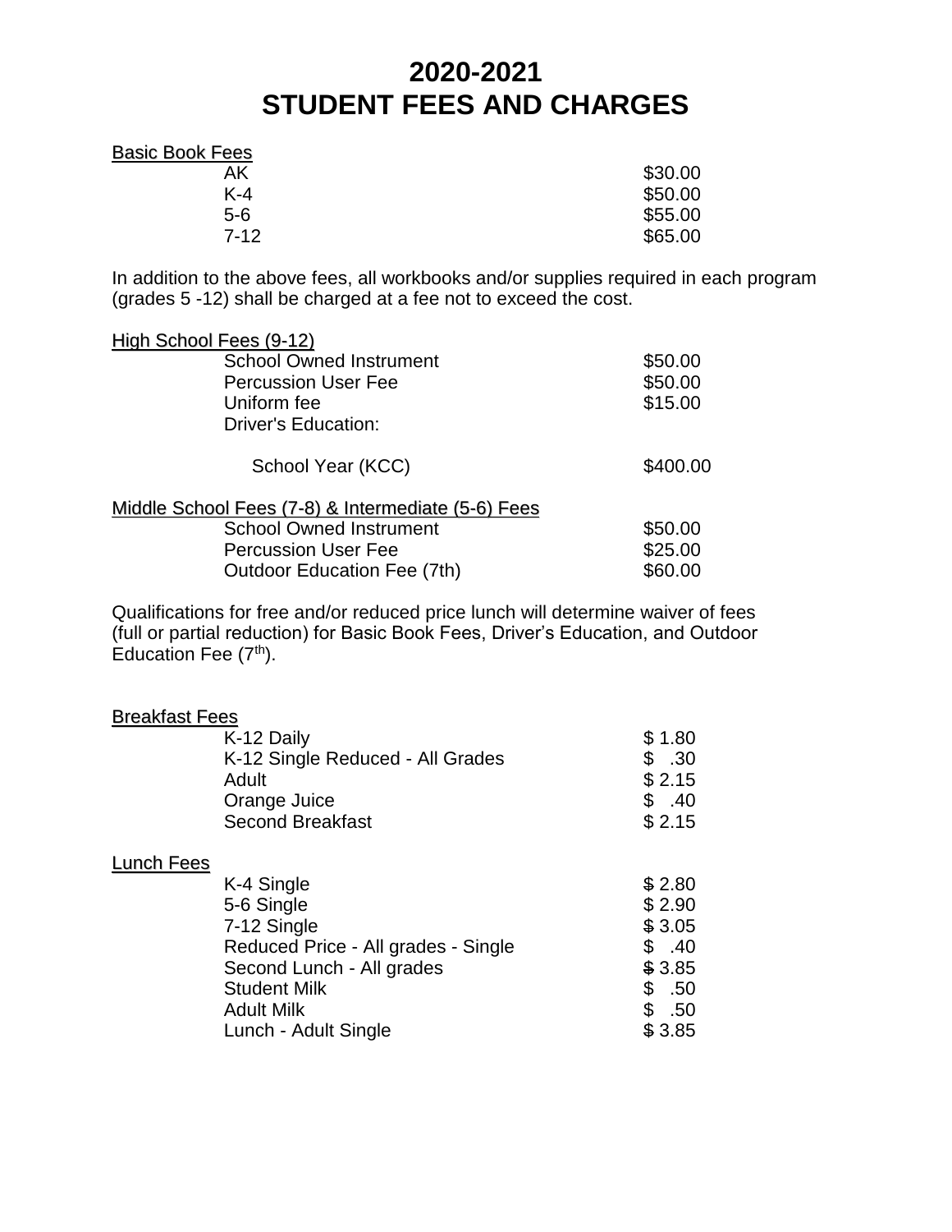# 2020-2021
# STUDENT FEES AND CHARGES

Basic Book Fees

| | |
|---|---|
| AK | $30.00 |
| K-4 | $50.00 |
| 5-6 | $55.00 |
| 7-12 | $65.00 |

In addition to the above fees, all workbooks and/or supplies required in each program (grades 5 -12) shall be charged at a fee not to exceed the cost.

High School Fees (9-12)

| | |
|---|---|
| School Owned Instrument | $50.00 |
| Percussion User Fee | $50.00 |
| Uniform fee | $15.00 |
| Driver's Education: | |
| School Year (KCC) | $400.00 |

Middle School Fees (7-8) & Intermediate (5-6) Fees

| | |
|---|---|
| School Owned Instrument | $50.00 |
| Percussion User Fee | $25.00 |
| Outdoor Education Fee (7th) | $60.00 |

Qualifications for free and/or reduced price lunch will determine waiver of fees (full or partial reduction) for Basic Book Fees, Driver's Education, and Outdoor Education Fee (7th).

Breakfast Fees

| | |
|---|---|
| K-12 Daily | $ 1.80 |
| K-12 Single Reduced - All Grades | $ .30 |
| Adult | $ 2.15 |
| Orange Juice | $ .40 |
| Second Breakfast | $ 2.15 |

Lunch Fees

| | |
|---|---|
| K-4 Single | $ 2.80 |
| 5-6 Single | $ 2.90 |
| 7-12 Single | $ 3.05 |
| Reduced Price - All grades - Single | $ .40 |
| Second Lunch - All grades | $ 3.85 |
| Student Milk | $ .50 |
| Adult Milk | $ .50 |
| Lunch - Adult Single | $ 3.85 |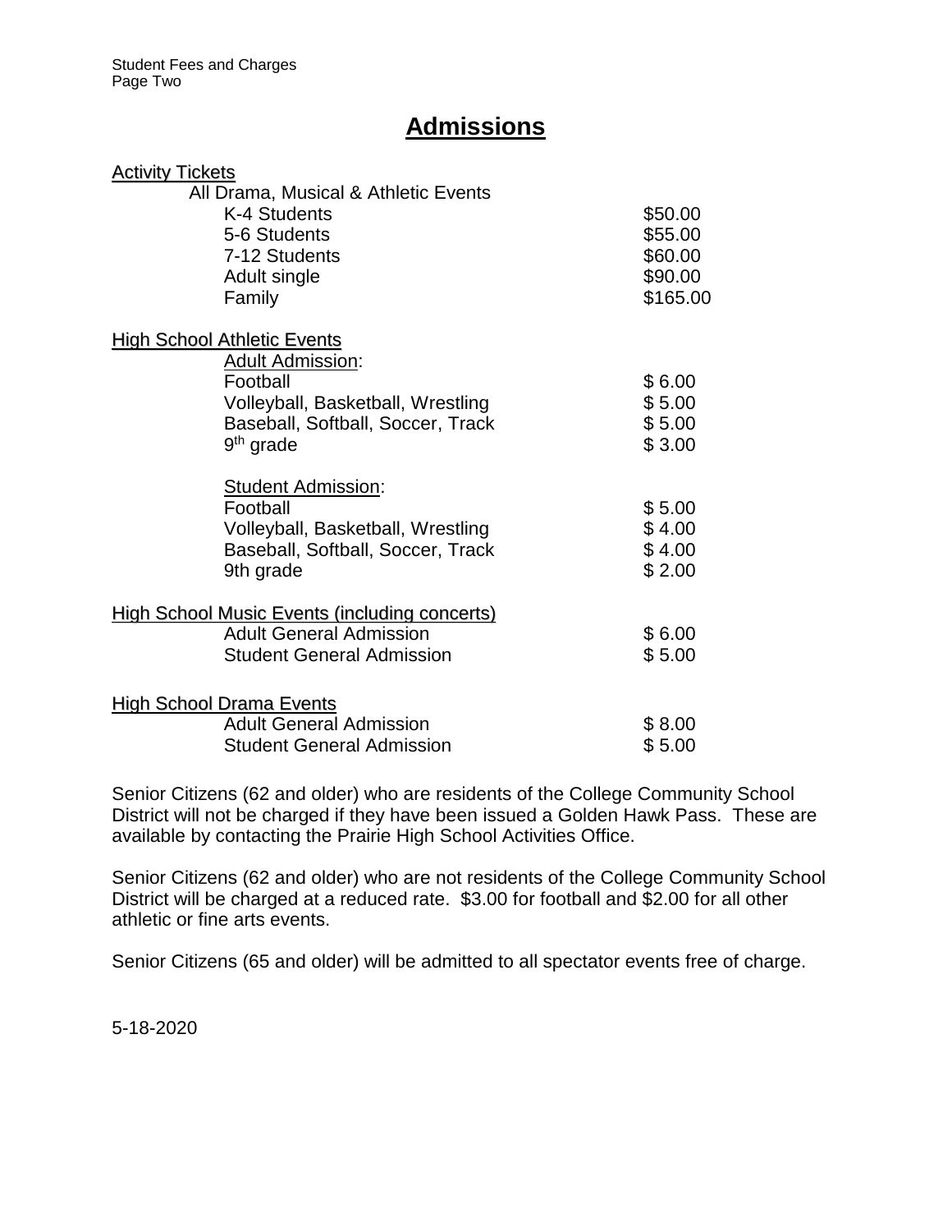# Admissions

| | |
|---|---|
| **Activity Tickets** | |
| All Drama, Musical & Athletic Events | |
| K-4 Students | \$50.00 |
| 5-6 Students | \$55.00 |
| 7-12 Students | \$60.00 |
| Adult single | \$90.00 |
| Family | \$165.00 |
| **High School Athletic Events** | |
| Adult Admission: | |
| Football | \$ 6.00 |
| Volleyball, Basketball, Wrestling | \$ 5.00 |
| Baseball, Softball, Soccer, Track | \$ 5.00 |
| 9th grade | \$ 3.00 |
| Student Admission: | |
| Football | \$ 5.00 |
| Volleyball, Basketball, Wrestling | \$ 4.00 |
| Baseball, Softball, Soccer, Track | \$ 4.00 |
| 9th grade | \$ 2.00 |
| **High School Music Events (including concerts)** | |
| Adult General Admission | \$ 6.00 |
| Student General Admission | \$ 5.00 |
| **High School Drama Events** | |
| Adult General Admission | \$ 8.00 |
| Student General Admission | \$ 5.00 |

Senior Citizens (62 and older) who are residents of the College Community School District will not be charged if they have been issued a Golden Hawk Pass. These are available by contacting the Prairie High School Activities Office.

Senior Citizens (62 and older) who are not residents of the College Community School District will be charged at a reduced rate. \$3.00 for football and \$2.00 for all other athletic or fine arts events.

Senior Citizens (65 and older) will be admitted to all spectator events free of charge.

5-18-2020